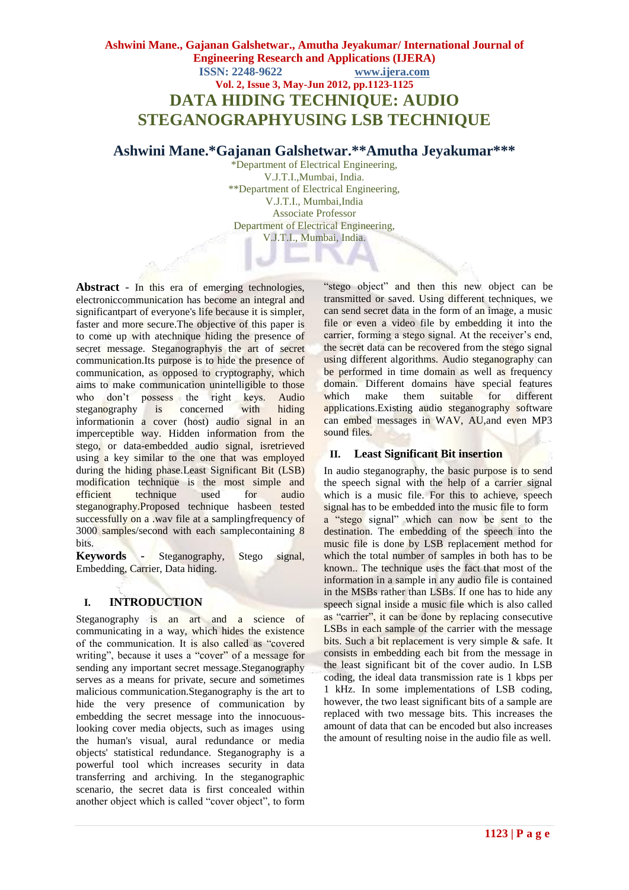# DATA HIDING TECHNIQUE: AUDIO STEGANOGRAPHYUSING LSB TECHNIQUE

## Ashwini Mane.*Gajanan Galshetwar.**Amutha Jeyakumar***

*Department of Electrical Engineering,
V.J.T.I.,Mumbai, India.
**Department of Electrical Engineering,
V.J.T.I., Mumbai,India
Associate Professor
Department of Electrical Engineering,
V.J.T.I., Mumbai, India.

**Abstract** - In this era of emerging technologies, electroniccommunication has become an integral and significantpart of everyone's life because it is simpler, faster and more secure.The objective of this paper is to come up with atechnique hiding the presence of secret message. Steganographyis the art of secret communication.Its purpose is to hide the presence of communication, as opposed to cryptography, which aims to make communication unintelligible to those who don't possess the right keys. Audio steganography is concerned with hiding informationin a cover (host) audio signal in an imperceptible way. Hidden information from the stego, or data-embedded audio signal, isretrieved using a key similar to the one that was employed during the hiding phase.Least Significant Bit (LSB) modification technique is the most simple and efficient technique used for audio steganography.Proposed technique hasbeen tested successfully on a .wav file at a samplingfrequency of 3000 samples/second with each samplecontaining 8 bits.

**Keywords** - Steganography, Stego signal, Embedding, Carrier, Data hiding.

## I. INTRODUCTION

Steganography is an art and a science of communicating in a way, which hides the existence of the communication. It is also called as "covered writing", because it uses a "cover" of a message for sending any important secret message.Steganography serves as a means for private, secure and sometimes malicious communication.Steganography is the art to hide the very presence of communication by embedding the secret message into the innocuous-looking cover media objects, such as images using the human's visual, aural redundance or media objects' statistical redundance. Steganography is a powerful tool which increases security in data transferring and archiving. In the steganographic scenario, the secret data is first concealed within another object which is called "cover object", to form "stego object" and then this new object can be transmitted or saved. Using different techniques, we can send secret data in the form of an image, a music file or even a video file by embedding it into the carrier, forming a stego signal. At the receiver's end, the secret data can be recovered from the stego signal using different algorithms. Audio steganography can be performed in time domain as well as frequency domain. Different domains have special features which make them suitable for different applications.Existing audio steganography software can embed messages in WAV, AU,and even MP3 sound files.

## II. Least Significant Bit insertion

In audio steganography, the basic purpose is to send the speech signal with the help of a carrier signal which is a music file. For this to achieve, speech signal has to be embedded into the music file to form a "stego signal" which can now be sent to the destination. The embedding of the speech into the music file is done by LSB replacement method for which the total number of samples in both has to be known.. The technique uses the fact that most of the information in a sample in any audio file is contained in the MSBs rather than LSBs. If one has to hide any speech signal inside a music file which is also called as "carrier", it can be done by replacing consecutive LSBs in each sample of the carrier with the message bits. Such a bit replacement is very simple & safe. It consists in embedding each bit from the message in the least significant bit of the cover audio. In LSB coding, the ideal data transmission rate is 1 kbps per 1 kHz. In some implementations of LSB coding, however, the two least significant bits of a sample are replaced with two message bits. This increases the amount of data that can be encoded but also increases the amount of resulting noise in the audio file as well.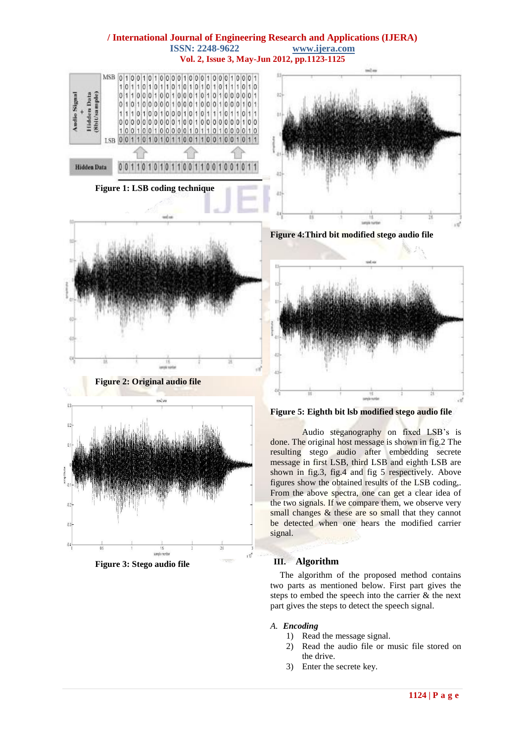Figure 1: LSB coding technique

Figure 2: Original audio file

Figure 3: Stego audio file

Figure 4: Third bit modified stego audio file

Figure 5: Eighth bit lsb modified stego audio file

Audio steganography on fixed LSB's is done. The original host message is shown in fig.2 The resulting stego audio after embedding secrete message in first LSB, third LSB and eighth LSB are shown in fig.3, fig.4 and fig 5 respectively. Above figures show the obtained results of the LSB coding,. From the above spectra, one can get a clear idea of the two signals. If we compare them, we observe very small changes & these are so small that they cannot be detected when one hears the modified carrier signal.

## III. Algorithm

The algorithm of the proposed method contains two parts as mentioned below. First part gives the steps to embed the speech into the carrier & the next part gives the steps to detect the speech signal.

### *A. Encoding*

1) Read the message signal.
2) Read the audio file or music file stored on the drive.
3) Enter the secrete key.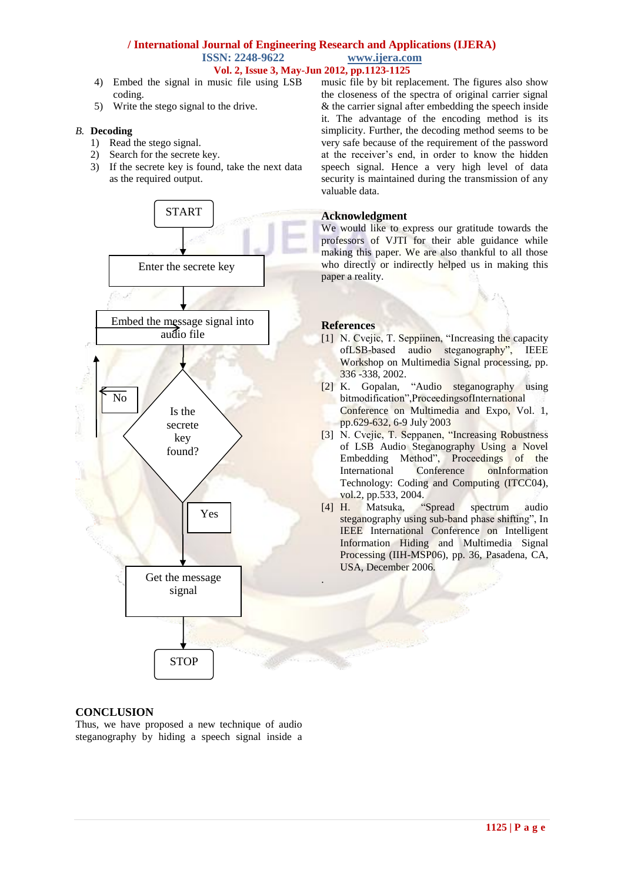4) Embed the signal in music file using LSB coding.
5) Write the stego signal to the drive.

*B.* **Decoding**

1) Read the stego signal.
2) Search for the secrete key.
3) If the secret key is found, take the next data as the required output.

START

Enter the secrete key

Embed the message signal into audio file

Is the secrete key found?

No

Yes

Get the message signal

STOP

## CONCLUSION

Thus, we have proposed a new technique of audio steganography by hiding a speech signal inside a music file by bit replacement. The figures also show the closeness of the spectra of original carrier signal & the carrier signal after embedding the speech inside it. The advantage of the encoding method is its simplicity. Further, the decoding method seems to be very safe because of the requirement of the password at the receiver's end, in order to know the hidden speech signal. Hence a very high level of data security is maintained during the transmission of any valuable data.

## Acknowledgment

We would like to express our gratitude towards the professors of VJTI for their able guidance while making this paper. We are also thankful to all those who directly or indirectly helped us in making this paper a reality.

## References

[1] N. Cvejic, T. Seppiinen, "Increasing the capacity ofLSB-based audio steganography", IEEE Workshop on Multimedia Signal processing, pp. 336 -338, 2002.

[2] K. Gopalan, "Audio steganography using bitmodification",ProceedingsofInternational Conference on Multimedia and Expo, Vol. 1, pp.629-632, 6-9 July 2003

[3] N. Cvejic, T. Seppanen, "Increasing Robustness of LSB Audio Steganography Using a Novel Embedding Method", Proceedings of the International Conference onInformation Technology: Coding and Computing (ITCC04), vol.2, pp.533, 2004.

[4] H. Matsuka, "Spread spectrum audio steganography using sub-band phase shifting", In IEEE International Conference on Intelligent Information Hiding and Multimedia Signal Processing (IIH-MSP06), pp. 36, Pasadena, CA, USA, December 2006.